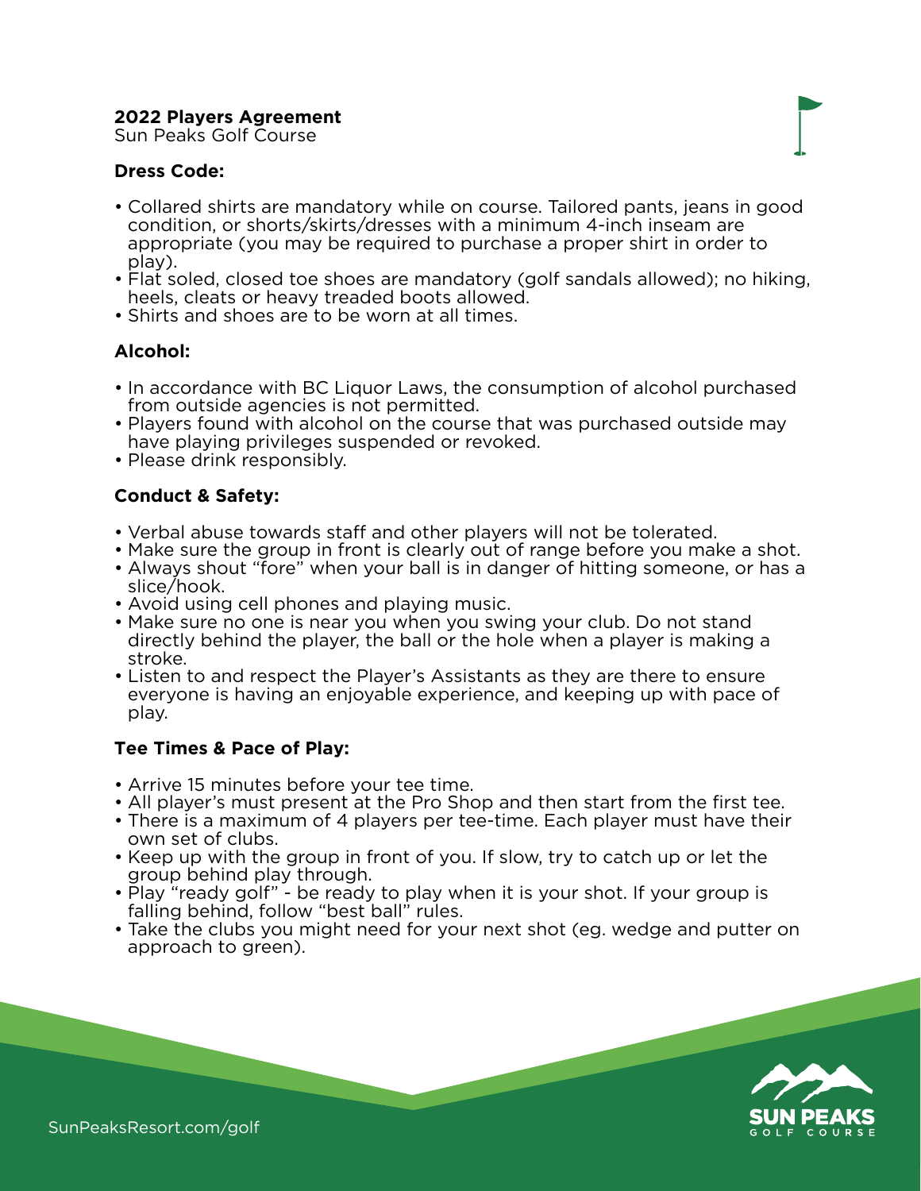**2022 Players Agreement**
Sun Peaks Golf Course

### Dress Code:

- Collared shirts are mandatory while on course. Tailored pants, jeans in good condition, or shorts/skirts/dresses with a minimum 4-inch inseam are appropriate (you may be required to purchase a proper shirt in order to play).
- Flat soled, closed toe shoes are mandatory (golf sandals allowed); no hiking, heels, cleats or heavy treaded boots allowed.
- Shirts and shoes are to be worn at all times.

### Alcohol:

- In accordance with BC Liquor Laws, the consumption of alcohol purchased from outside agencies is not permitted.
- Players found with alcohol on the course that was purchased outside may have playing privileges suspended or revoked.
- Please drink responsibly.

### Conduct & Safety:

- Verbal abuse towards staff and other players will not be tolerated.
- Make sure the group in front is clearly out of range before you make a shot.
- Always shout "fore" when your ball is in danger of hitting someone, or has a slice/hook.
- Avoid using cell phones and playing music.
- Make sure no one is near you when you swing your club. Do not stand directly behind the player, the ball or the hole when a player is making a stroke.
- Listen to and respect the Player's Assistants as they are there to ensure everyone is having an enjoyable experience, and keeping up with pace of play.

### Tee Times & Pace of Play:

- Arrive 15 minutes before your tee time.
- All player's must present at the Pro Shop and then start from the first tee.
- There is a maximum of 4 players per tee-time. Each player must have their own set of clubs.
- Keep up with the group in front of you. If slow, try to catch up or let the group behind play through.
- Play "ready golf" - be ready to play when it is your shot. If your group is falling behind, follow "best ball" rules.
- Take the clubs you might need for your next shot (eg. wedge and putter on approach to green).

SunPeaksResort.com/golf

SUN PEAKS GOLF COURSE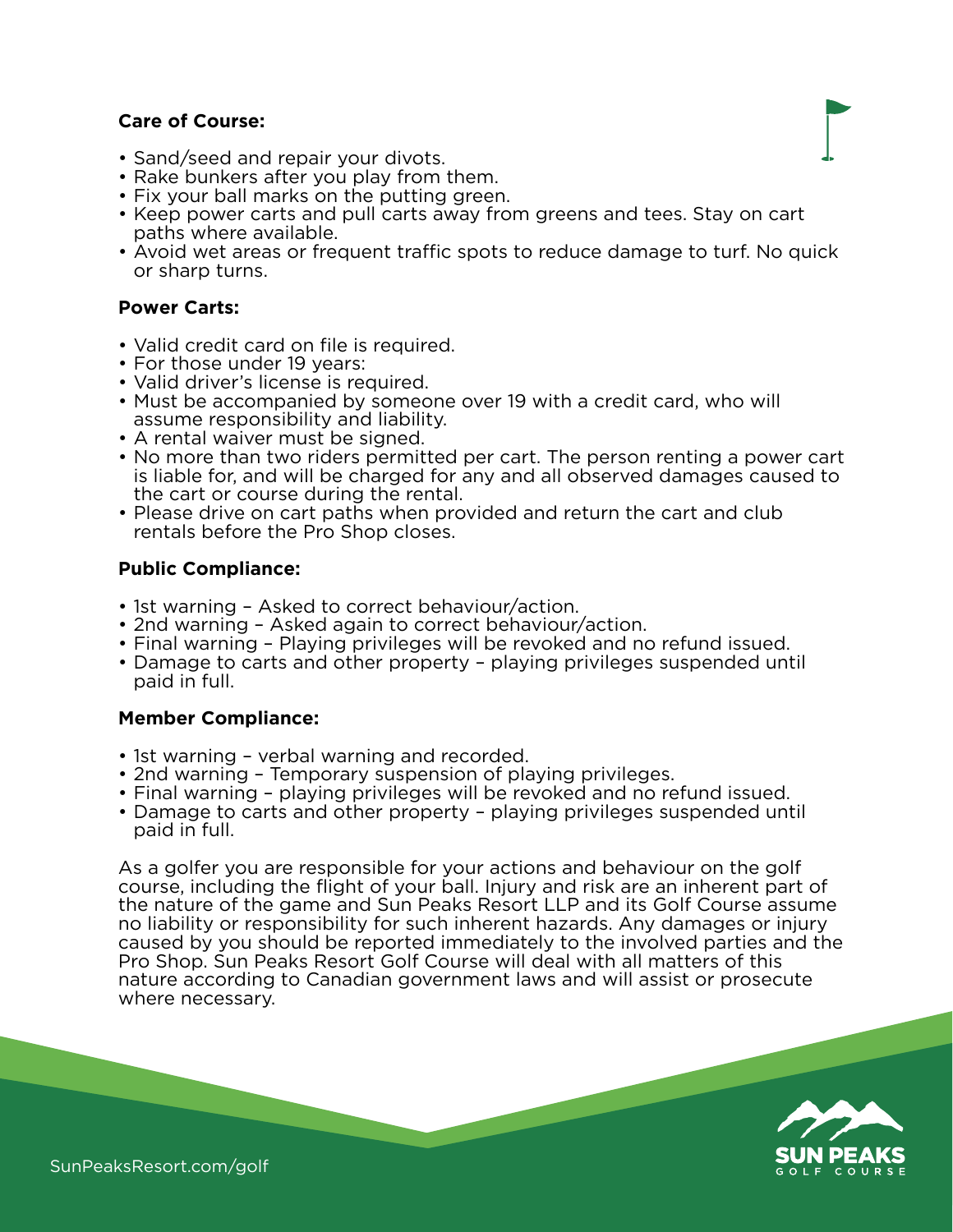**Care of Course:**

- Sand/seed and repair your divots.
- Rake bunkers after you play from them.
- Fix your ball marks on the putting green.
- Keep power carts and pull carts away from greens and tees. Stay on cart paths where available.
- Avoid wet areas or frequent traffic spots to reduce damage to turf. No quick or sharp turns.

**Power Carts:**

- Valid credit card on file is required.
- For those under 19 years:
- Valid driver's license is required.
- Must be accompanied by someone over 19 with a credit card, who will assume responsibility and liability.
- A rental waiver must be signed.
- No more than two riders permitted per cart. The person renting a power cart is liable for, and will be charged for any and all observed damages caused to the cart or course during the rental.
- Please drive on cart paths when provided and return the cart and club rentals before the Pro Shop closes.

**Public Compliance:**

- 1st warning – Asked to correct behaviour/action.
- 2nd warning – Asked again to correct behaviour/action.
- Final warning – Playing privileges will be revoked and no refund issued.
- Damage to carts and other property – playing privileges suspended until paid in full.

**Member Compliance:**

- 1st warning – verbal warning and recorded.
- 2nd warning – Temporary suspension of playing privileges.
- Final warning – playing privileges will be revoked and no refund issued.
- Damage to carts and other property – playing privileges suspended until paid in full.

As a golfer you are responsible for your actions and behaviour on the golf course, including the flight of your ball. Injury and risk are an inherent part of the nature of the game and Sun Peaks Resort LLP and its Golf Course assume no liability or responsibility for such inherent hazards. Any damages or injury caused by you should be reported immediately to the involved parties and the Pro Shop. Sun Peaks Resort Golf Course will deal with all matters of this nature according to Canadian government laws and will assist or prosecute where necessary.

SunPeaksResort.com/golf

SUN PEAKS GOLF COURSE